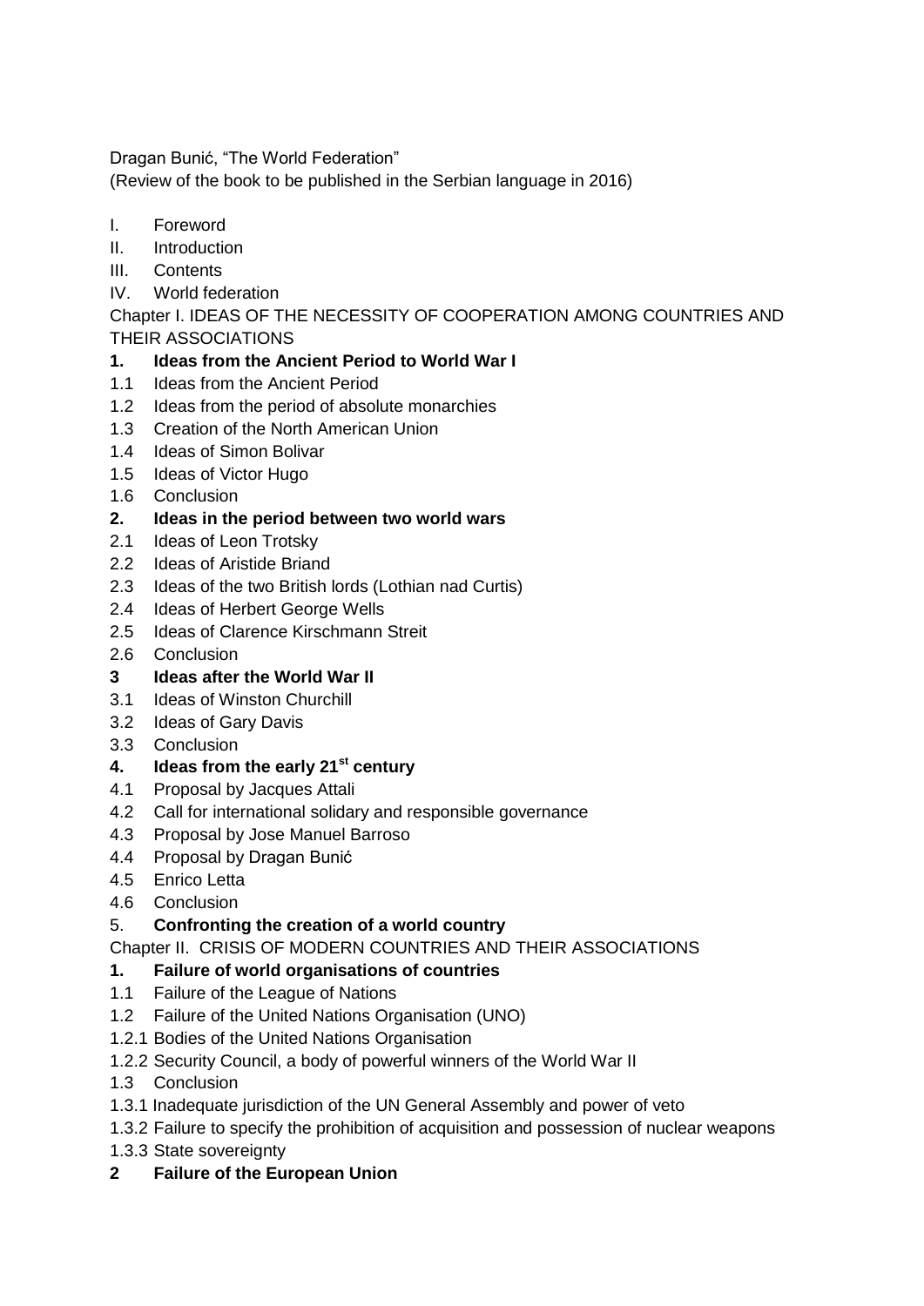Dragan Bunić, “The World Federation”

(Review of the book to be published in the Serbian language in 2016)

I. Foreword
II. Introduction
III. Contents
IV. World federation

Chapter I. IDEAS OF THE NECESSITY OF COOPERATION AMONG COUNTRIES AND THEIR ASSOCIATIONS

**1. Ideas from the Ancient Period to World War I**

1.1 Ideas from the Ancient Period
1.2 Ideas from the period of absolute monarchies
1.3 Creation of the North American Union
1.4 Ideas of Simon Bolivar
1.5 Ideas of Victor Hugo
1.6 Conclusion

**2. Ideas in the period between two world wars**

2.1 Ideas of Leon Trotsky
2.2 Ideas of Aristide Briand
2.3 Ideas of the two British lords (Lothian nad Curtis)
2.4 Ideas of Herbert George Wells
2.5 Ideas of Clarence Kirschmann Streit
2.6 Conclusion

**3 Ideas after the World War II**

3.1 Ideas of Winston Churchill
3.2 Ideas of Gary Davis
3.3 Conclusion

**4. Ideas from the early 21st century**

4.1 Proposal by Jacques Attali
4.2 Call for international solidary and responsible governance
4.3 Proposal by Jose Manuel Barroso
4.4 Proposal by Dragan Bunić
4.5 Enrico Letta
4.6 Conclusion

5. **Confronting the creation of a world country**

Chapter II. CRISIS OF MODERN COUNTRIES AND THEIR ASSOCIATIONS

**1. Failure of world organisations of countries**

1.1 Failure of the League of Nations
1.2 Failure of the United Nations Organisation (UNO)
1.2.1 Bodies of the United Nations Organisation
1.2.2 Security Council, a body of powerful winners of the World War II
1.3 Conclusion
1.3.1 Inadequate jurisdiction of the UN General Assembly and power of veto
1.3.2 Failure to specify the prohibition of acquisition and possession of nuclear weapons
1.3.3 State sovereignty

**2 Failure of the European Union**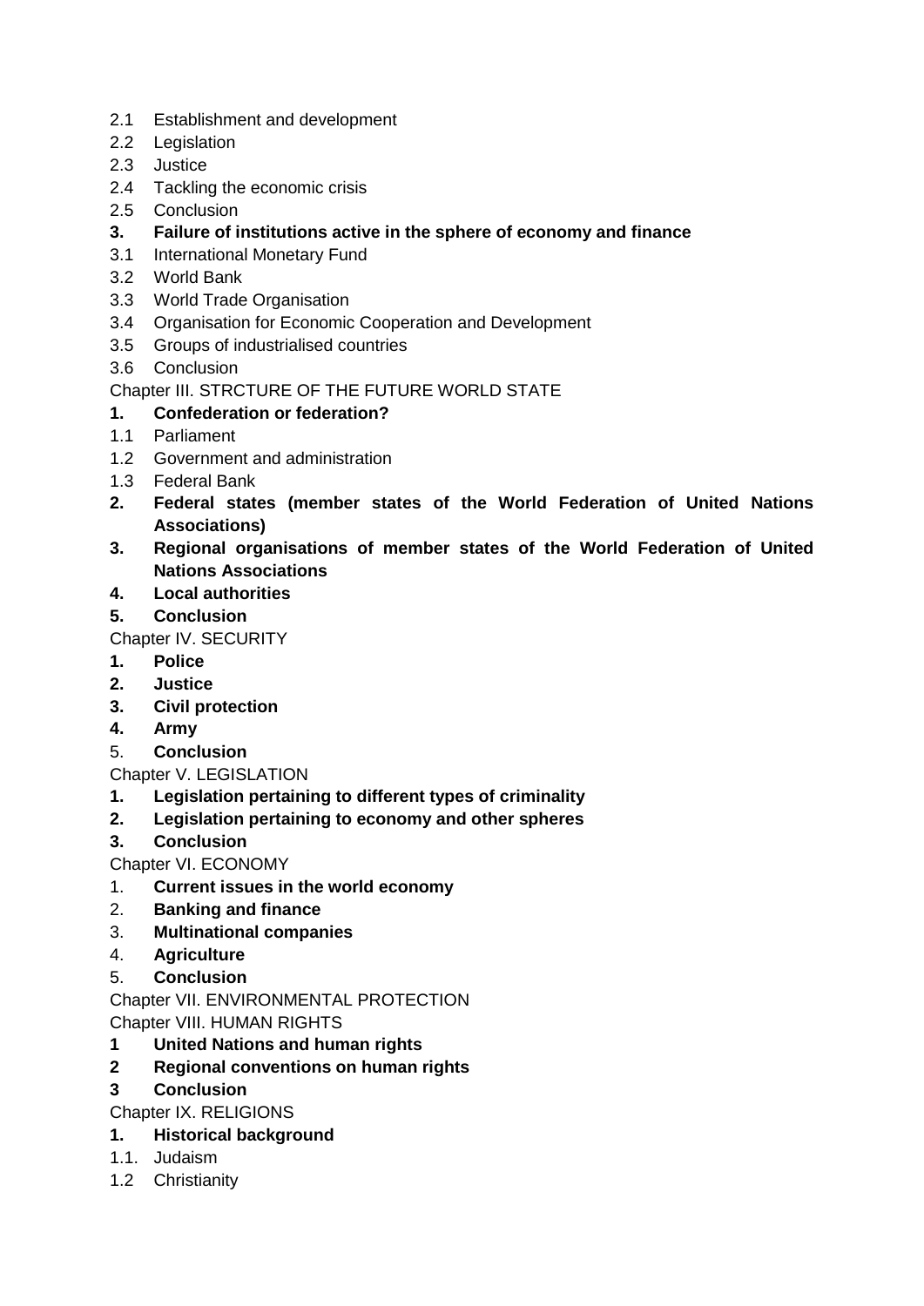2.1 Establishment and development
2.2 Legislation
2.3 Justice
2.4 Tackling the economic crisis
2.5 Conclusion

**3. Failure of institutions active in the sphere of economy and finance**

3.1 International Monetary Fund
3.2 World Bank
3.3 World Trade Organisation
3.4 Organisation for Economic Cooperation and Development
3.5 Groups of industrialised countries
3.6 Conclusion

Chapter III. STRCTURE OF THE FUTURE WORLD STATE

**1. Confederation or federation?**

1.1 Parliament
1.2 Government and administration
1.3 Federal Bank

**2. Federal states (member states of the World Federation of United Nations Associations)**

**3. Regional organisations of member states of the World Federation of United Nations Associations**

**4. Local authorities**

**5. Conclusion**

Chapter IV. SECURITY

**1. Police**

**2. Justice**

**3. Civil protection**

**4. Army**

5. **Conclusion**

Chapter V. LEGISLATION

**1. Legislation pertaining to different types of criminality**

**2. Legislation pertaining to economy and other spheres**

**3. Conclusion**

Chapter VI. ECONOMY

1. **Current issues in the world economy**
2. **Banking and finance**
3. **Multinational companies**
4. **Agriculture**
5. **Conclusion**

Chapter VII. ENVIRONMENTAL PROTECTION

Chapter VIII. HUMAN RIGHTS

**1 United Nations and human rights**

**2 Regional conventions on human rights**

**3 Conclusion**

Chapter IX. RELIGIONS

**1. Historical background**

1.1. Judaism
1.2 Christianity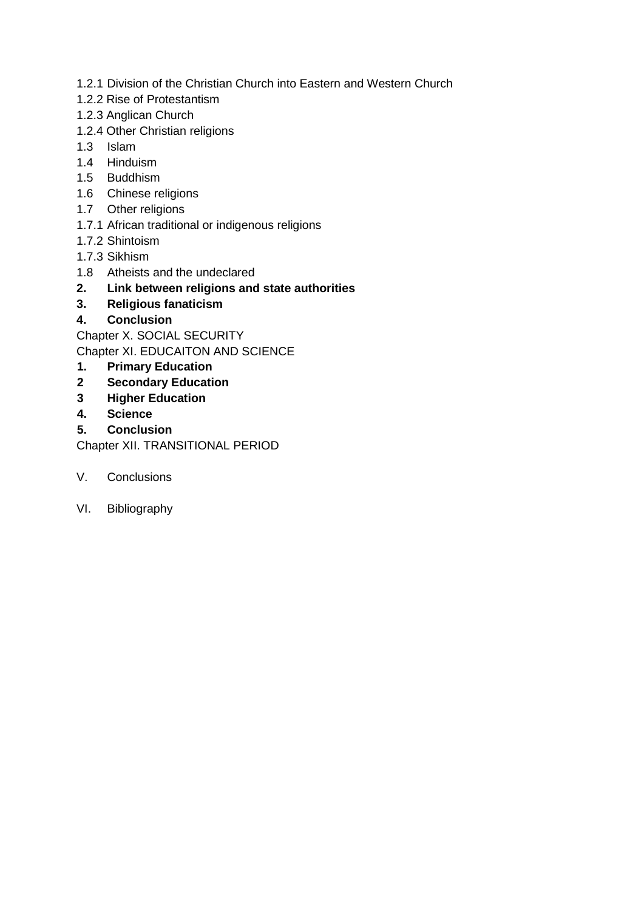1.2.1 Division of the Christian Church into Eastern and Western Church

1.2.2 Rise of Protestantism

1.2.3 Anglican Church

1.2.4 Other Christian religions

1.3 Islam

1.4 Hinduism

1.5 Buddhism

1.6 Chinese religions

1.7 Other religions

1.7.1 African traditional or indigenous religions

1.7.2 Shintoism

1.7.3 Sikhism

1.8 Atheists and the undeclared

**2. Link between religions and state authorities**

**3. Religious fanaticism**

**4. Conclusion**

Chapter X. SOCIAL SECURITY

Chapter XI. EDUCAITON AND SCIENCE

**1. Primary Education**

**2 Secondary Education**

**3 Higher Education**

**4. Science**

**5. Conclusion**

Chapter XII. TRANSITIONAL PERIOD

V. Conclusions

VI. Bibliography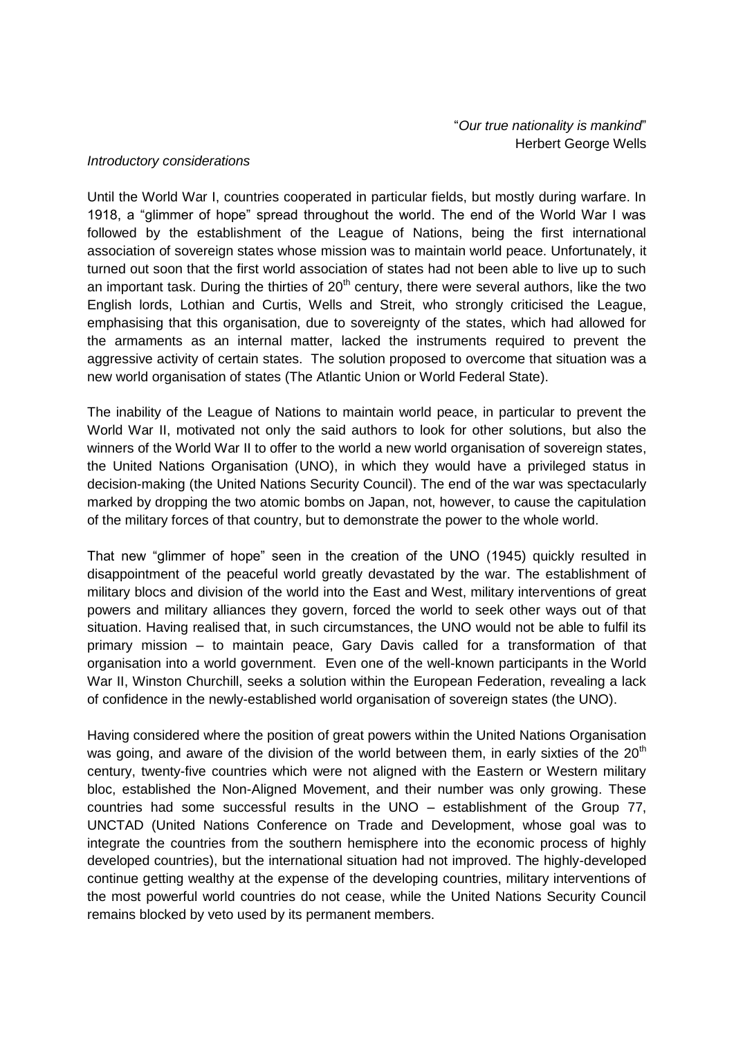"*Our true nationality is mankind*"
Herbert George Wells

*Introductory considerations*

Until the World War I, countries cooperated in particular fields, but mostly during warfare. In 1918, a "glimmer of hope" spread throughout the world. The end of the World War I was followed by the establishment of the League of Nations, being the first international association of sovereign states whose mission was to maintain world peace. Unfortunately, it turned out soon that the first world association of states had not been able to live up to such an important task. During the thirties of 20th century, there were several authors, like the two English lords, Lothian and Curtis, Wells and Streit, who strongly criticised the League, emphasising that this organisation, due to sovereignty of the states, which had allowed for the armaments as an internal matter, lacked the instruments required to prevent the aggressive activity of certain states. The solution proposed to overcome that situation was a new world organisation of states (The Atlantic Union or World Federal State).

The inability of the League of Nations to maintain world peace, in particular to prevent the World War II, motivated not only the said authors to look for other solutions, but also the winners of the World War II to offer to the world a new world organisation of sovereign states, the United Nations Organisation (UNO), in which they would have a privileged status in decision-making (the United Nations Security Council). The end of the war was spectacularly marked by dropping the two atomic bombs on Japan, not, however, to cause the capitulation of the military forces of that country, but to demonstrate the power to the whole world.

That new "glimmer of hope" seen in the creation of the UNO (1945) quickly resulted in disappointment of the peaceful world greatly devastated by the war. The establishment of military blocs and division of the world into the East and West, military interventions of great powers and military alliances they govern, forced the world to seek other ways out of that situation. Having realised that, in such circumstances, the UNO would not be able to fulfil its primary mission – to maintain peace, Gary Davis called for a transformation of that organisation into a world government. Even one of the well-known participants in the World War II, Winston Churchill, seeks a solution within the European Federation, revealing a lack of confidence in the newly-established world organisation of sovereign states (the UNO).

Having considered where the position of great powers within the United Nations Organisation was going, and aware of the division of the world between them, in early sixties of the 20th century, twenty-five countries which were not aligned with the Eastern or Western military bloc, established the Non-Aligned Movement, and their number was only growing. These countries had some successful results in the UNO – establishment of the Group 77, UNCTAD (United Nations Conference on Trade and Development, whose goal was to integrate the countries from the southern hemisphere into the economic process of highly developed countries), but the international situation had not improved. The highly-developed continue getting wealthy at the expense of the developing countries, military interventions of the most powerful world countries do not cease, while the United Nations Security Council remains blocked by veto used by its permanent members.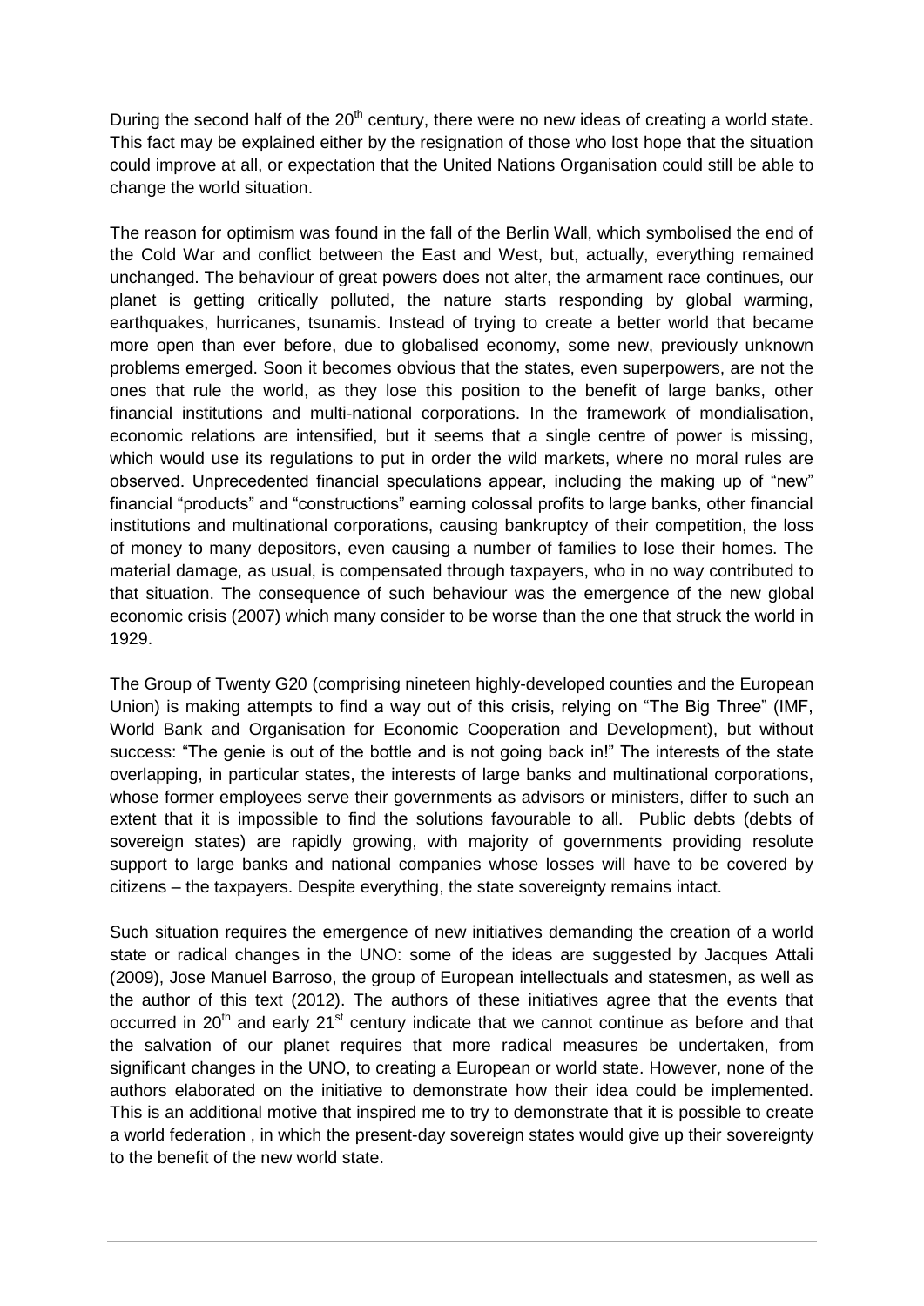During the second half of the 20th century, there were no new ideas of creating a world state. This fact may be explained either by the resignation of those who lost hope that the situation could improve at all, or expectation that the United Nations Organisation could still be able to change the world situation.

The reason for optimism was found in the fall of the Berlin Wall, which symbolised the end of the Cold War and conflict between the East and West, but, actually, everything remained unchanged. The behaviour of great powers does not alter, the armament race continues, our planet is getting critically polluted, the nature starts responding by global warming, earthquakes, hurricanes, tsunamis. Instead of trying to create a better world that became more open than ever before, due to globalised economy, some new, previously unknown problems emerged. Soon it becomes obvious that the states, even superpowers, are not the ones that rule the world, as they lose this position to the benefit of large banks, other financial institutions and multi-national corporations. In the framework of mondialisation, economic relations are intensified, but it seems that a single centre of power is missing, which would use its regulations to put in order the wild markets, where no moral rules are observed. Unprecedented financial speculations appear, including the making up of "new" financial "products" and "constructions" earning colossal profits to large banks, other financial institutions and multinational corporations, causing bankruptcy of their competition, the loss of money to many depositors, even causing a number of families to lose their homes. The material damage, as usual, is compensated through taxpayers, who in no way contributed to that situation. The consequence of such behaviour was the emergence of the new global economic crisis (2007) which many consider to be worse than the one that struck the world in 1929.

The Group of Twenty G20 (comprising nineteen highly-developed counties and the European Union) is making attempts to find a way out of this crisis, relying on "The Big Three" (IMF, World Bank and Organisation for Economic Cooperation and Development), but without success: "The genie is out of the bottle and is not going back in!" The interests of the state overlapping, in particular states, the interests of large banks and multinational corporations, whose former employees serve their governments as advisors or ministers, differ to such an extent that it is impossible to find the solutions favourable to all. Public debts (debts of sovereign states) are rapidly growing, with majority of governments providing resolute support to large banks and national companies whose losses will have to be covered by citizens – the taxpayers. Despite everything, the state sovereignty remains intact.

Such situation requires the emergence of new initiatives demanding the creation of a world state or radical changes in the UNO: some of the ideas are suggested by Jacques Attali (2009), Jose Manuel Barroso, the group of European intellectuals and statesmen, as well as the author of this text (2012). The authors of these initiatives agree that the events that occurred in 20th and early 21st century indicate that we cannot continue as before and that the salvation of our planet requires that more radical measures be undertaken, from significant changes in the UNO, to creating a European or world state. However, none of the authors elaborated on the initiative to demonstrate how their idea could be implemented. This is an additional motive that inspired me to try to demonstrate that it is possible to create a world federation , in which the present-day sovereign states would give up their sovereignty to the benefit of the new world state.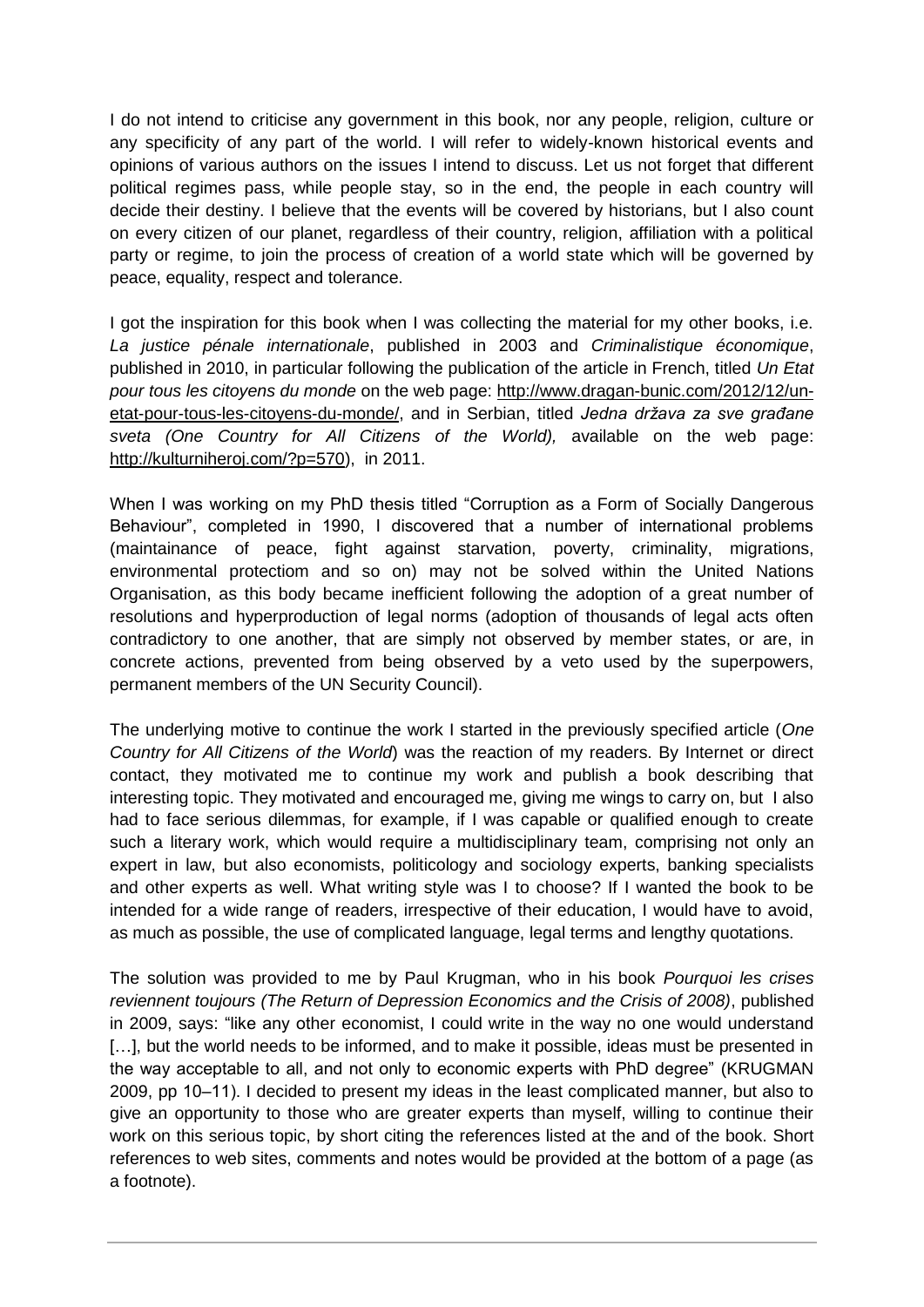I do not intend to criticise any government in this book, nor any people, religion, culture or any specificity of any part of the world. I will refer to widely-known historical events and opinions of various authors on the issues I intend to discuss. Let us not forget that different political regimes pass, while people stay, so in the end, the people in each country will decide their destiny. I believe that the events will be covered by historians, but I also count on every citizen of our planet, regardless of their country, religion, affiliation with a political party or regime, to join the process of creation of a world state which will be governed by peace, equality, respect and tolerance.

I got the inspiration for this book when I was collecting the material for my other books, i.e. *La justice pénale internationale*, published in 2003 and *Criminalistique économique*, published in 2010, in particular following the publication of the article in French, titled *Un Etat pour tous les citoyens du monde* on the web page: http://www.dragan-bunic.com/2012/12/un-etat-pour-tous-les-citoyens-du-monde/, and in Serbian, titled *Jedna država za sve građane sveta (One Country for All Citizens of the World),* available on the web page: http://kulturniheroj.com/?p=570), in 2011.

When I was working on my PhD thesis titled "Corruption as a Form of Socially Dangerous Behaviour", completed in 1990, I discovered that a number of international problems (maintainance of peace, fight against starvation, poverty, criminality, migrations, environmental protectiom and so on) may not be solved within the United Nations Organisation, as this body became inefficient following the adoption of a great number of resolutions and hyperproduction of legal norms (adoption of thousands of legal acts often contradictory to one another, that are simply not observed by member states, or are, in concrete actions, prevented from being observed by a veto used by the superpowers, permanent members of the UN Security Council).

The underlying motive to continue the work I started in the previously specified article (*One Country for All Citizens of the World*) was the reaction of my readers. By Internet or direct contact, they motivated me to continue my work and publish a book describing that interesting topic. They motivated and encouraged me, giving me wings to carry on, but I also had to face serious dilemmas, for example, if I was capable or qualified enough to create such a literary work, which would require a multidisciplinary team, comprising not only an expert in law, but also economists, politicology and sociology experts, banking specialists and other experts as well. What writing style was I to choose? If I wanted the book to be intended for a wide range of readers, irrespective of their education, I would have to avoid, as much as possible, the use of complicated language, legal terms and lengthy quotations.

The solution was provided to me by Paul Krugman, who in his book *Pourquoi les crises reviennent toujours (The Return of Depression Economics and the Crisis of 2008)*, published in 2009, says: "like any other economist, I could write in the way no one would understand […], but the world needs to be informed, and to make it possible, ideas must be presented in the way acceptable to all, and not only to economic experts with PhD degree" (KRUGMAN 2009, pp 10–11). I decided to present my ideas in the least complicated manner, but also to give an opportunity to those who are greater experts than myself, willing to continue their work on this serious topic, by short citing the references listed at the and of the book. Short references to web sites, comments and notes would be provided at the bottom of a page (as a footnote).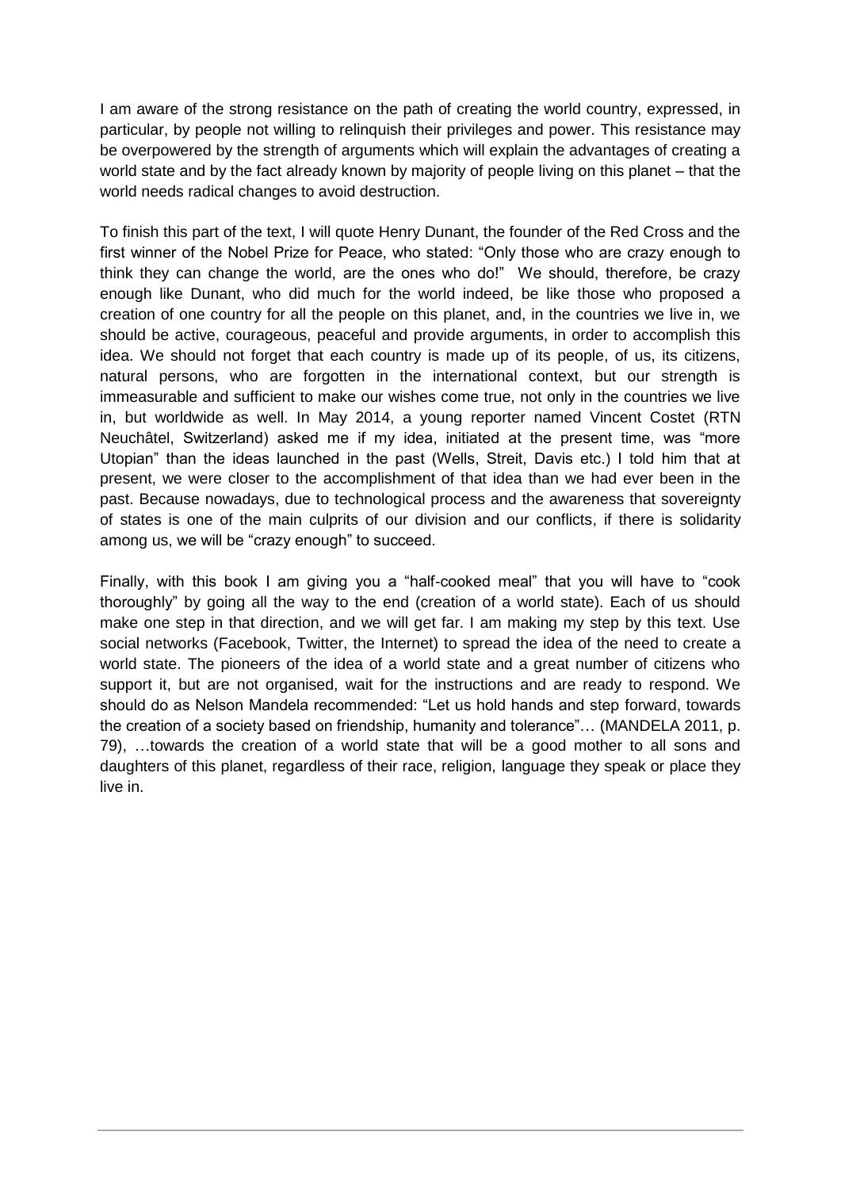I am aware of the strong resistance on the path of creating the world country, expressed, in particular, by people not willing to relinquish their privileges and power. This resistance may be overpowered by the strength of arguments which will explain the advantages of creating a world state and by the fact already known by majority of people living on this planet – that the world needs radical changes to avoid destruction.

To finish this part of the text, I will quote Henry Dunant, the founder of the Red Cross and the first winner of the Nobel Prize for Peace, who stated: "Only those who are crazy enough to think they can change the world, are the ones who do!" We should, therefore, be crazy enough like Dunant, who did much for the world indeed, be like those who proposed a creation of one country for all the people on this planet, and, in the countries we live in, we should be active, courageous, peaceful and provide arguments, in order to accomplish this idea. We should not forget that each country is made up of its people, of us, its citizens, natural persons, who are forgotten in the international context, but our strength is immeasurable and sufficient to make our wishes come true, not only in the countries we live in, but worldwide as well. In May 2014, a young reporter named Vincent Costet (RTN Neuchâtel, Switzerland) asked me if my idea, initiated at the present time, was "more Utopian" than the ideas launched in the past (Wells, Streit, Davis etc.) I told him that at present, we were closer to the accomplishment of that idea than we had ever been in the past. Because nowadays, due to technological process and the awareness that sovereignty of states is one of the main culprits of our division and our conflicts, if there is solidarity among us, we will be "crazy enough" to succeed.

Finally, with this book I am giving you a "half-cooked meal" that you will have to "cook thoroughly" by going all the way to the end (creation of a world state). Each of us should make one step in that direction, and we will get far. I am making my step by this text. Use social networks (Facebook, Twitter, the Internet) to spread the idea of the need to create a world state. The pioneers of the idea of a world state and a great number of citizens who support it, but are not organised, wait for the instructions and are ready to respond. We should do as Nelson Mandela recommended: "Let us hold hands and step forward, towards the creation of a society based on friendship, humanity and tolerance"… (MANDELA 2011, p. 79), …towards the creation of a world state that will be a good mother to all sons and daughters of this planet, regardless of their race, religion, language they speak or place they live in.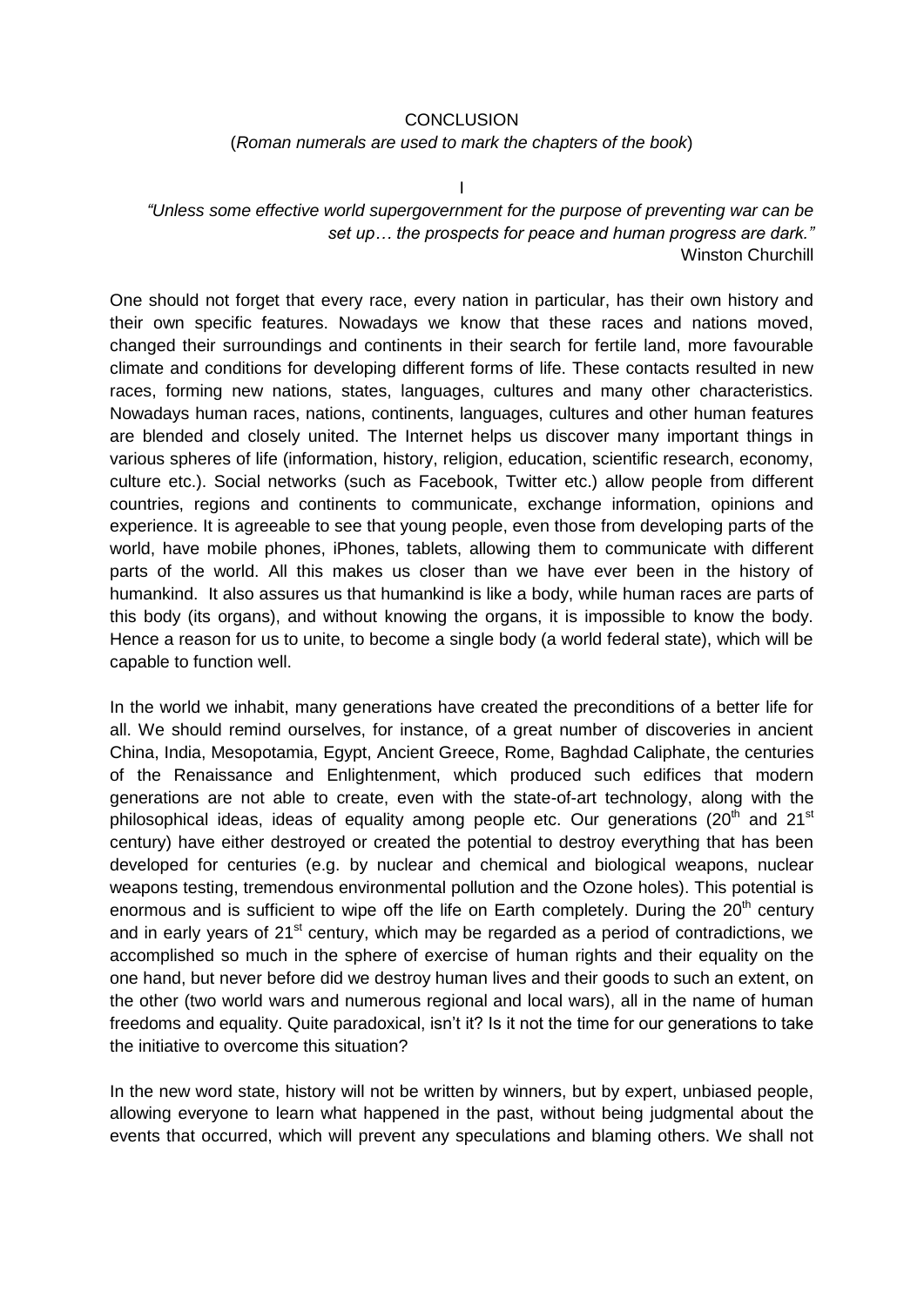# CONCLUSION

(*Roman numerals are used to mark the chapters of the book*)

## I

*"Unless some effective world supergovernment for the purpose of preventing war can be set up… the prospects for peace and human progress are dark."*
Winston Churchill

One should not forget that every race, every nation in particular, has their own history and their own specific features. Nowadays we know that these races and nations moved, changed their surroundings and continents in their search for fertile land, more favourable climate and conditions for developing different forms of life. These contacts resulted in new races, forming new nations, states, languages, cultures and many other characteristics. Nowadays human races, nations, continents, languages, cultures and other human features are blended and closely united. The Internet helps us discover many important things in various spheres of life (information, history, religion, education, scientific research, economy, culture etc.). Social networks (such as Facebook, Twitter etc.) allow people from different countries, regions and continents to communicate, exchange information, opinions and experience. It is agreeable to see that young people, even those from developing parts of the world, have mobile phones, iPhones, tablets, allowing them to communicate with different parts of the world. All this makes us closer than we have ever been in the history of humankind. It also assures us that humankind is like a body, while human races are parts of this body (its organs), and without knowing the organs, it is impossible to know the body. Hence a reason for us to unite, to become a single body (a world federal state), which will be capable to function well.

In the world we inhabit, many generations have created the preconditions of a better life for all. We should remind ourselves, for instance, of a great number of discoveries in ancient China, India, Mesopotamia, Egypt, Ancient Greece, Rome, Baghdad Caliphate, the centuries of the Renaissance and Enlightenment, which produced such edifices that modern generations are not able to create, even with the state-of-art technology, along with the philosophical ideas, ideas of equality among people etc. Our generations (20th and 21st century) have either destroyed or created the potential to destroy everything that has been developed for centuries (e.g. by nuclear and chemical and biological weapons, nuclear weapons testing, tremendous environmental pollution and the Ozone holes). This potential is enormous and is sufficient to wipe off the life on Earth completely. During the 20th century and in early years of 21st century, which may be regarded as a period of contradictions, we accomplished so much in the sphere of exercise of human rights and their equality on the one hand, but never before did we destroy human lives and their goods to such an extent, on the other (two world wars and numerous regional and local wars), all in the name of human freedoms and equality. Quite paradoxical, isn't it? Is it not the time for our generations to take the initiative to overcome this situation?

In the new word state, history will not be written by winners, but by expert, unbiased people, allowing everyone to learn what happened in the past, without being judgmental about the events that occurred, which will prevent any speculations and blaming others. We shall not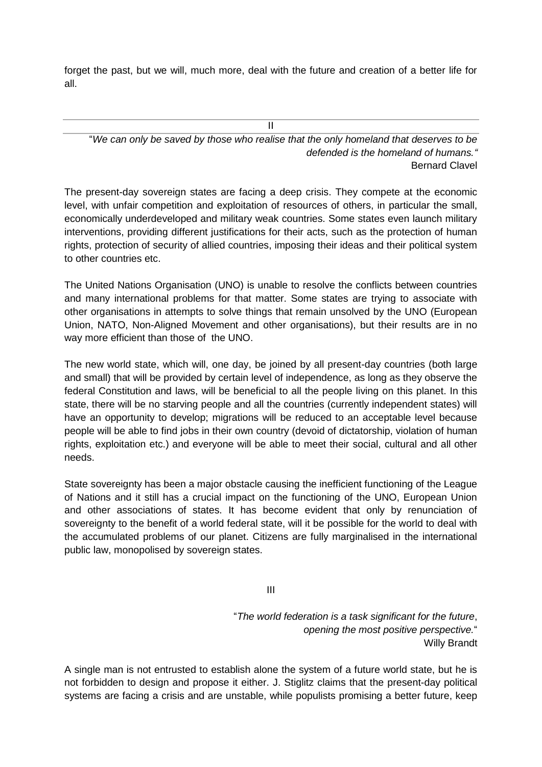forget the past, but we will, much more, deal with the future and creation of a better life for all.

## II

"*We can only be saved by those who realise that the only homeland that deserves to be defended is the homeland of humans.*"
Bernard Clavel

The present-day sovereign states are facing a deep crisis. They compete at the economic level, with unfair competition and exploitation of resources of others, in particular the small, economically underdeveloped and military weak countries. Some states even launch military interventions, providing different justifications for their acts, such as the protection of human rights, protection of security of allied countries, imposing their ideas and their political system to other countries etc.

The United Nations Organisation (UNO) is unable to resolve the conflicts between countries and many international problems for that matter. Some states are trying to associate with other organisations in attempts to solve things that remain unsolved by the UNO (European Union, NATO, Non-Aligned Movement and other organisations), but their results are in no way more efficient than those of the UNO.

The new world state, which will, one day, be joined by all present-day countries (both large and small) that will be provided by certain level of independence, as long as they observe the federal Constitution and laws, will be beneficial to all the people living on this planet. In this state, there will be no starving people and all the countries (currently independent states) will have an opportunity to develop; migrations will be reduced to an acceptable level because people will be able to find jobs in their own country (devoid of dictatorship, violation of human rights, exploitation etc.) and everyone will be able to meet their social, cultural and all other needs.

State sovereignty has been a major obstacle causing the inefficient functioning of the League of Nations and it still has a crucial impact on the functioning of the UNO, European Union and other associations of states. It has become evident that only by renunciation of sovereignty to the benefit of a world federal state, will it be possible for the world to deal with the accumulated problems of our planet. Citizens are fully marginalised in the international public law, monopolised by sovereign states.

## III

"*The world federation is a task significant for the future, opening the most positive perspective.*"
Willy Brandt

A single man is not entrusted to establish alone the system of a future world state, but he is not forbidden to design and propose it either. J. Stiglitz claims that the present-day political systems are facing a crisis and are unstable, while populists promising a better future, keep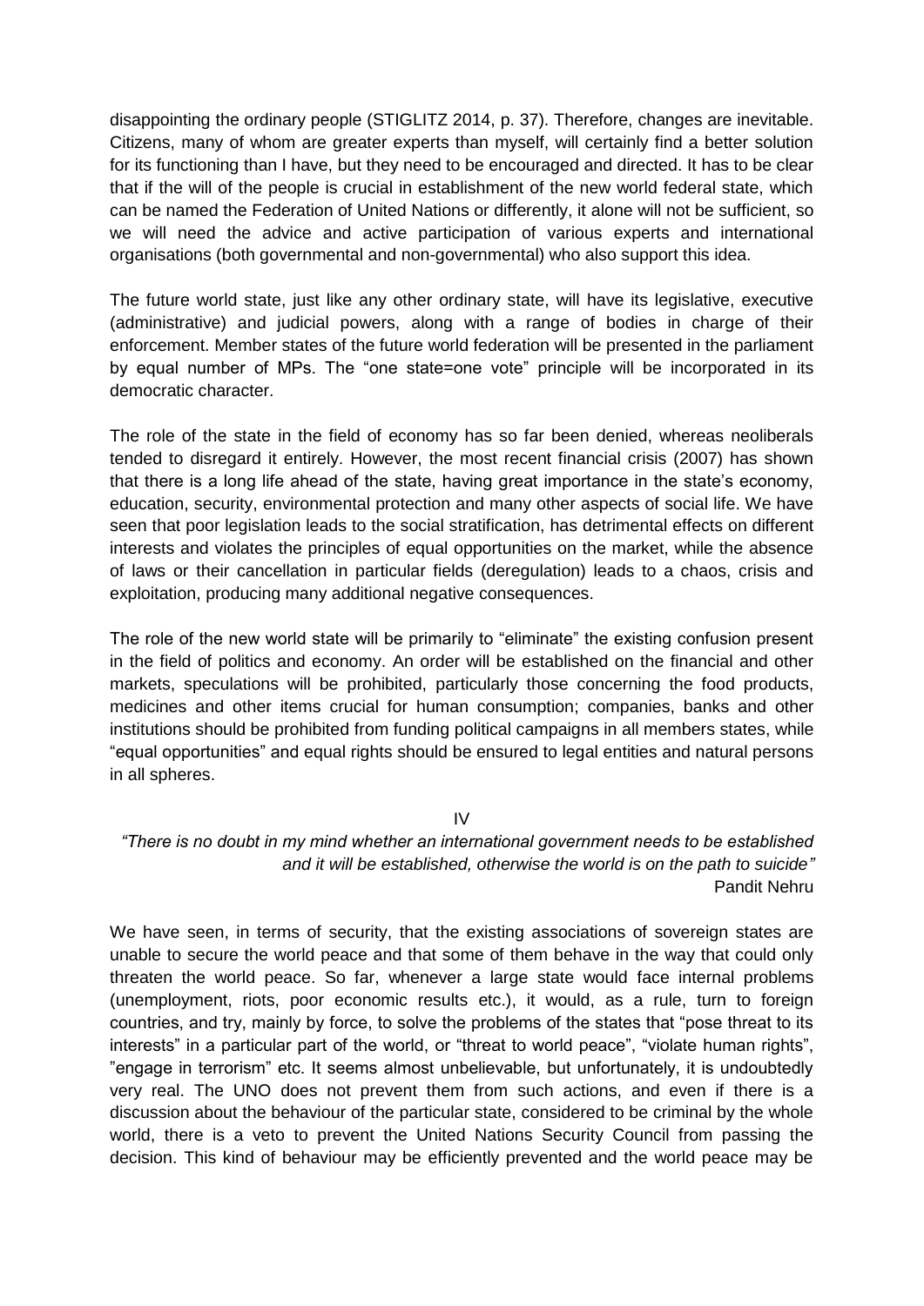disappointing the ordinary people (STIGLITZ 2014, p. 37). Therefore, changes are inevitable. Citizens, many of whom are greater experts than myself, will certainly find a better solution for its functioning than I have, but they need to be encouraged and directed. It has to be clear that if the will of the people is crucial in establishment of the new world federal state, which can be named the Federation of United Nations or differently, it alone will not be sufficient, so we will need the advice and active participation of various experts and international organisations (both governmental and non-governmental) who also support this idea.

The future world state, just like any other ordinary state, will have its legislative, executive (administrative) and judicial powers, along with a range of bodies in charge of their enforcement. Member states of the future world federation will be presented in the parliament by equal number of MPs. The "one state=one vote" principle will be incorporated in its democratic character.

The role of the state in the field of economy has so far been denied, whereas neoliberals tended to disregard it entirely. However, the most recent financial crisis (2007) has shown that there is a long life ahead of the state, having great importance in the state's economy, education, security, environmental protection and many other aspects of social life. We have seen that poor legislation leads to the social stratification, has detrimental effects on different interests and violates the principles of equal opportunities on the market, while the absence of laws or their cancellation in particular fields (deregulation) leads to a chaos, crisis and exploitation, producing many additional negative consequences.

The role of the new world state will be primarily to "eliminate" the existing confusion present in the field of politics and economy. An order will be established on the financial and other markets, speculations will be prohibited, particularly those concerning the food products, medicines and other items crucial for human consumption; companies, banks and other institutions should be prohibited from funding political campaigns in all members states, while "equal opportunities" and equal rights should be ensured to legal entities and natural persons in all spheres.

## IV

*"There is no doubt in my mind whether an international government needs to be established and it will be established, otherwise the world is on the path to suicide"*
Pandit Nehru

We have seen, in terms of security, that the existing associations of sovereign states are unable to secure the world peace and that some of them behave in the way that could only threaten the world peace. So far, whenever a large state would face internal problems (unemployment, riots, poor economic results etc.), it would, as a rule, turn to foreign countries, and try, mainly by force, to solve the problems of the states that "pose threat to its interests" in a particular part of the world, or "threat to world peace", "violate human rights", "engage in terrorism" etc. It seems almost unbelievable, but unfortunately, it is undoubtedly very real. The UNO does not prevent them from such actions, and even if there is a discussion about the behaviour of the particular state, considered to be criminal by the whole world, there is a veto to prevent the United Nations Security Council from passing the decision. This kind of behaviour may be efficiently prevented and the world peace may be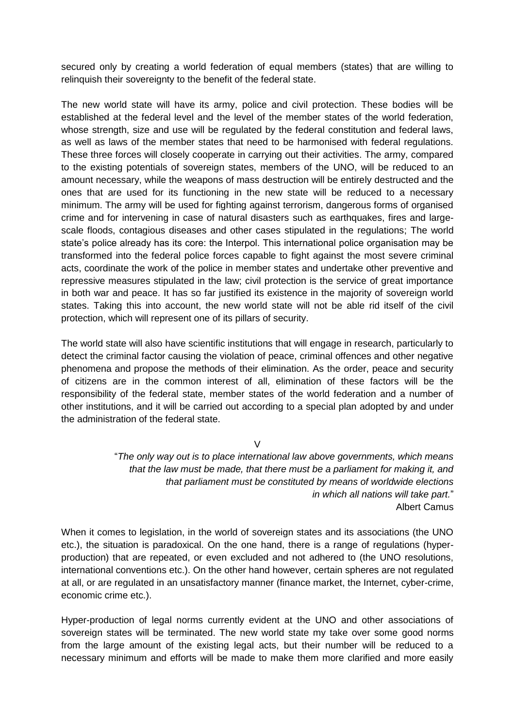secured only by creating a world federation of equal members (states) that are willing to relinquish their sovereignty to the benefit of the federal state.

The new world state will have its army, police and civil protection. These bodies will be established at the federal level and the level of the member states of the world federation, whose strength, size and use will be regulated by the federal constitution and federal laws, as well as laws of the member states that need to be harmonised with federal regulations. These three forces will closely cooperate in carrying out their activities. The army, compared to the existing potentials of sovereign states, members of the UNO, will be reduced to an amount necessary, while the weapons of mass destruction will be entirely destructed and the ones that are used for its functioning in the new state will be reduced to a necessary minimum. The army will be used for fighting against terrorism, dangerous forms of organised crime and for intervening in case of natural disasters such as earthquakes, fires and large-scale floods, contagious diseases and other cases stipulated in the regulations; The world state's police already has its core: the Interpol. This international police organisation may be transformed into the federal police forces capable to fight against the most severe criminal acts, coordinate the work of the police in member states and undertake other preventive and repressive measures stipulated in the law; civil protection is the service of great importance in both war and peace. It has so far justified its existence in the majority of sovereign world states. Taking this into account, the new world state will not be able rid itself of the civil protection, which will represent one of its pillars of security.

The world state will also have scientific institutions that will engage in research, particularly to detect the criminal factor causing the violation of peace, criminal offences and other negative phenomena and propose the methods of their elimination. As the order, peace and security of citizens are in the common interest of all, elimination of these factors will be the responsibility of the federal state, member states of the world federation and a number of other institutions, and it will be carried out according to a special plan adopted by and under the administration of the federal state.

## V

> "*The only way out is to place international law above governments, which means that the law must be made, that there must be a parliament for making it, and that parliament must be constituted by means of worldwide elections in which all nations will take part.*"
>
> Albert Camus

When it comes to legislation, in the world of sovereign states and its associations (the UNO etc.), the situation is paradoxical. On the one hand, there is a range of regulations (hyper-production) that are repeated, or even excluded and not adhered to (the UNO resolutions, international conventions etc.). On the other hand however, certain spheres are not regulated at all, or are regulated in an unsatisfactory manner (finance market, the Internet, cyber-crime, economic crime etc.).

Hyper-production of legal norms currently evident at the UNO and other associations of sovereign states will be terminated. The new world state my take over some good norms from the large amount of the existing legal acts, but their number will be reduced to a necessary minimum and efforts will be made to make them more clarified and more easily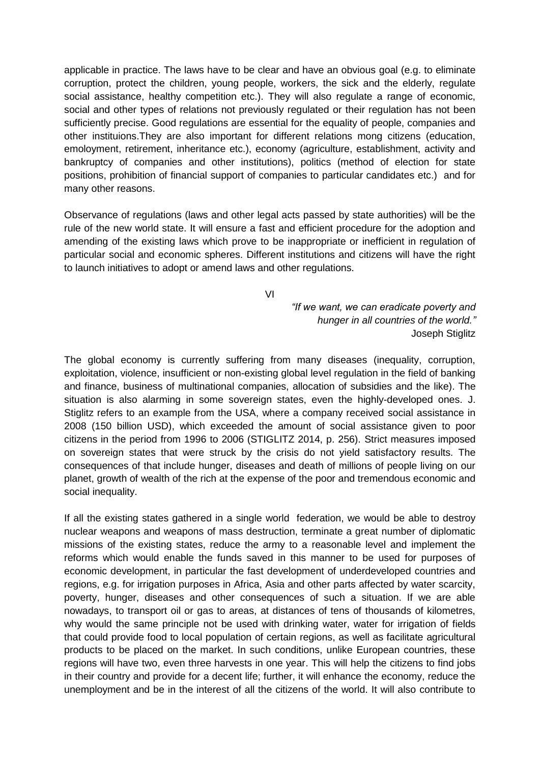applicable in practice. The laws have to be clear and have an obvious goal (e.g. to eliminate corruption, protect the children, young people, workers, the sick and the elderly, regulate social assistance, healthy competition etc.). They will also regulate a range of economic, social and other types of relations not previously regulated or their regulation has not been sufficiently precise. Good regulations are essential for the equality of people, companies and other instituions.They are also important for different relations mong citizens (education, emoloyment, retirement, inheritance etc.), economy (agriculture, establishment, activity and bankruptcy of companies and other institutions), politics (method of election for state positions, prohibition of financial support of companies to particular candidates etc.) and for many other reasons.

Observance of regulations (laws and other legal acts passed by state authorities) will be the rule of the new world state. It will ensure a fast and efficient procedure for the adoption and amending of the existing laws which prove to be inappropriate or inefficient in regulation of particular social and economic spheres. Different institutions and citizens will have the right to launch initiatives to adopt or amend laws and other regulations.

## VI

*"If we want, we can eradicate poverty and hunger in all countries of the world."*
Joseph Stiglitz

The global economy is currently suffering from many diseases (inequality, corruption, exploitation, violence, insufficient or non-existing global level regulation in the field of banking and finance, business of multinational companies, allocation of subsidies and the like). The situation is also alarming in some sovereign states, even the highly-developed ones. J. Stiglitz refers to an example from the USA, where a company received social assistance in 2008 (150 billion USD), which exceeded the amount of social assistance given to poor citizens in the period from 1996 to 2006 (STIGLITZ 2014, p. 256). Strict measures imposed on sovereign states that were struck by the crisis do not yield satisfactory results. The consequences of that include hunger, diseases and death of millions of people living on our planet, growth of wealth of the rich at the expense of the poor and tremendous economic and social inequality.

If all the existing states gathered in a single world federation, we would be able to destroy nuclear weapons and weapons of mass destruction, terminate a great number of diplomatic missions of the existing states, reduce the army to a reasonable level and implement the reforms which would enable the funds saved in this manner to be used for purposes of economic development, in particular the fast development of underdeveloped countries and regions, e.g. for irrigation purposes in Africa, Asia and other parts affected by water scarcity, poverty, hunger, diseases and other consequences of such a situation. If we are able nowadays, to transport oil or gas to areas, at distances of tens of thousands of kilometres, why would the same principle not be used with drinking water, water for irrigation of fields that could provide food to local population of certain regions, as well as facilitate agricultural products to be placed on the market. In such conditions, unlike European countries, these regions will have two, even three harvests in one year. This will help the citizens to find jobs in their country and provide for a decent life; further, it will enhance the economy, reduce the unemployment and be in the interest of all the citizens of the world. It will also contribute to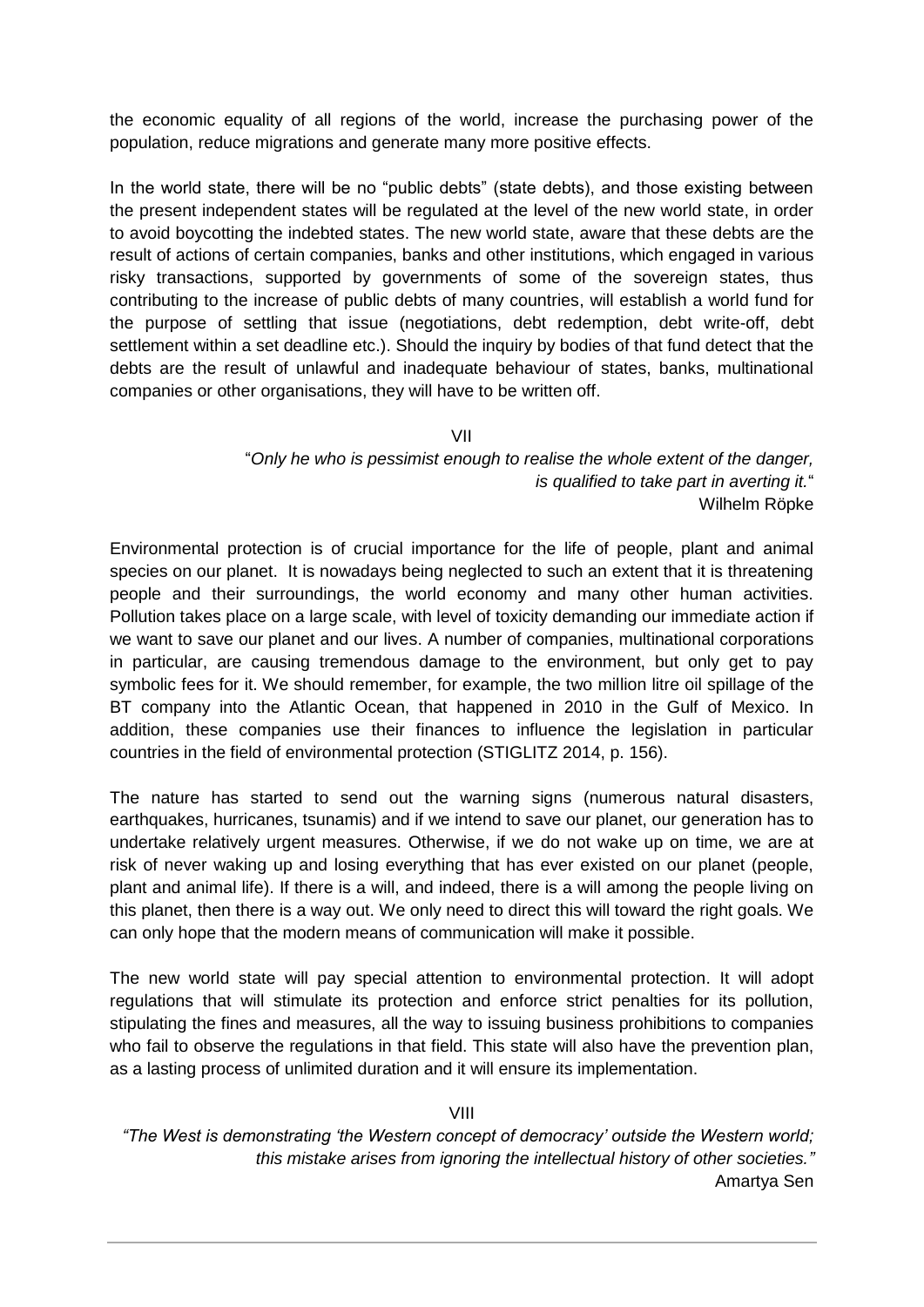the economic equality of all regions of the world, increase the purchasing power of the population, reduce migrations and generate many more positive effects.

In the world state, there will be no "public debts" (state debts), and those existing between the present independent states will be regulated at the level of the new world state, in order to avoid boycotting the indebted states. The new world state, aware that these debts are the result of actions of certain companies, banks and other institutions, which engaged in various risky transactions, supported by governments of some of the sovereign states, thus contributing to the increase of public debts of many countries, will establish a world fund for the purpose of settling that issue (negotiations, debt redemption, debt write-off, debt settlement within a set deadline etc.). Should the inquiry by bodies of that fund detect that the debts are the result of unlawful and inadequate behaviour of states, banks, multinational companies or other organisations, they will have to be written off.

## VII

"*Only he who is pessimist enough to realise the whole extent of the danger, is qualified to take part in averting it.*"
Wilhelm Röpke

Environmental protection is of crucial importance for the life of people, plant and animal species on our planet. It is nowadays being neglected to such an extent that it is threatening people and their surroundings, the world economy and many other human activities. Pollution takes place on a large scale, with level of toxicity demanding our immediate action if we want to save our planet and our lives. A number of companies, multinational corporations in particular, are causing tremendous damage to the environment, but only get to pay symbolic fees for it. We should remember, for example, the two million litre oil spillage of the BT company into the Atlantic Ocean, that happened in 2010 in the Gulf of Mexico. In addition, these companies use their finances to influence the legislation in particular countries in the field of environmental protection (STIGLITZ 2014, p. 156).

The nature has started to send out the warning signs (numerous natural disasters, earthquakes, hurricanes, tsunamis) and if we intend to save our planet, our generation has to undertake relatively urgent measures. Otherwise, if we do not wake up on time, we are at risk of never waking up and losing everything that has ever existed on our planet (people, plant and animal life). If there is a will, and indeed, there is a will among the people living on this planet, then there is a way out. We only need to direct this will toward the right goals. We can only hope that the modern means of communication will make it possible.

The new world state will pay special attention to environmental protection. It will adopt regulations that will stimulate its protection and enforce strict penalties for its pollution, stipulating the fines and measures, all the way to issuing business prohibitions to companies who fail to observe the regulations in that field. This state will also have the prevention plan, as a lasting process of unlimited duration and it will ensure its implementation.

## VIII

*"The West is demonstrating 'the Western concept of democracy' outside the Western world; this mistake arises from ignoring the intellectual history of other societies."*
Amartya Sen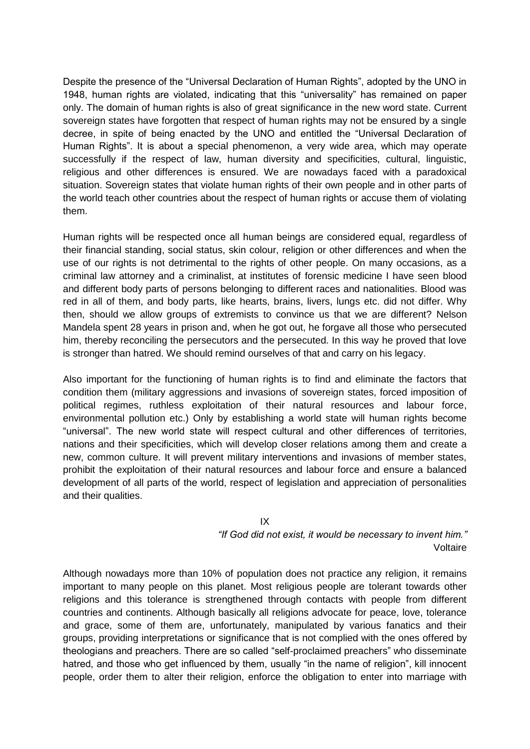Despite the presence of the “Universal Declaration of Human Rights”, adopted by the UNO in 1948, human rights are violated, indicating that this “universality” has remained on paper only. The domain of human rights is also of great significance in the new word state. Current sovereign states have forgotten that respect of human rights may not be ensured by a single decree, in spite of being enacted by the UNO and entitled the “Universal Declaration of Human Rights”. It is about a special phenomenon, a very wide area, which may operate successfully if the respect of law, human diversity and specificities, cultural, linguistic, religious and other differences is ensured. We are nowadays faced with a paradoxical situation. Sovereign states that violate human rights of their own people and in other parts of the world teach other countries about the respect of human rights or accuse them of violating them.

Human rights will be respected once all human beings are considered equal, regardless of their financial standing, social status, skin colour, religion or other differences and when the use of our rights is not detrimental to the rights of other people. On many occasions, as a criminal law attorney and a criminalist, at institutes of forensic medicine I have seen blood and different body parts of persons belonging to different races and nationalities. Blood was red in all of them, and body parts, like hearts, brains, livers, lungs etc. did not differ. Why then, should we allow groups of extremists to convince us that we are different? Nelson Mandela spent 28 years in prison and, when he got out, he forgave all those who persecuted him, thereby reconciling the persecutors and the persecuted. In this way he proved that love is stronger than hatred. We should remind ourselves of that and carry on his legacy.

Also important for the functioning of human rights is to find and eliminate the factors that condition them (military aggressions and invasions of sovereign states, forced imposition of political regimes, ruthless exploitation of their natural resources and labour force, environmental pollution etc.) Only by establishing a world state will human rights become “universal”. The new world state will respect cultural and other differences of territories, nations and their specificities, which will develop closer relations among them and create a new, common culture. It will prevent military interventions and invasions of member states, prohibit the exploitation of their natural resources and labour force and ensure a balanced development of all parts of the world, respect of legislation and appreciation of personalities and their qualities.

## IX

*“If God did not exist, it would be necessary to invent him.”*
Voltaire

Although nowadays more than 10% of population does not practice any religion, it remains important to many people on this planet. Most religious people are tolerant towards other religions and this tolerance is strengthened through contacts with people from different countries and continents. Although basically all religions advocate for peace, love, tolerance and grace, some of them are, unfortunately, manipulated by various fanatics and their groups, providing interpretations or significance that is not complied with the ones offered by theologians and preachers. There are so called “self-proclaimed preachers” who disseminate hatred, and those who get influenced by them, usually “in the name of religion”, kill innocent people, order them to alter their religion, enforce the obligation to enter into marriage with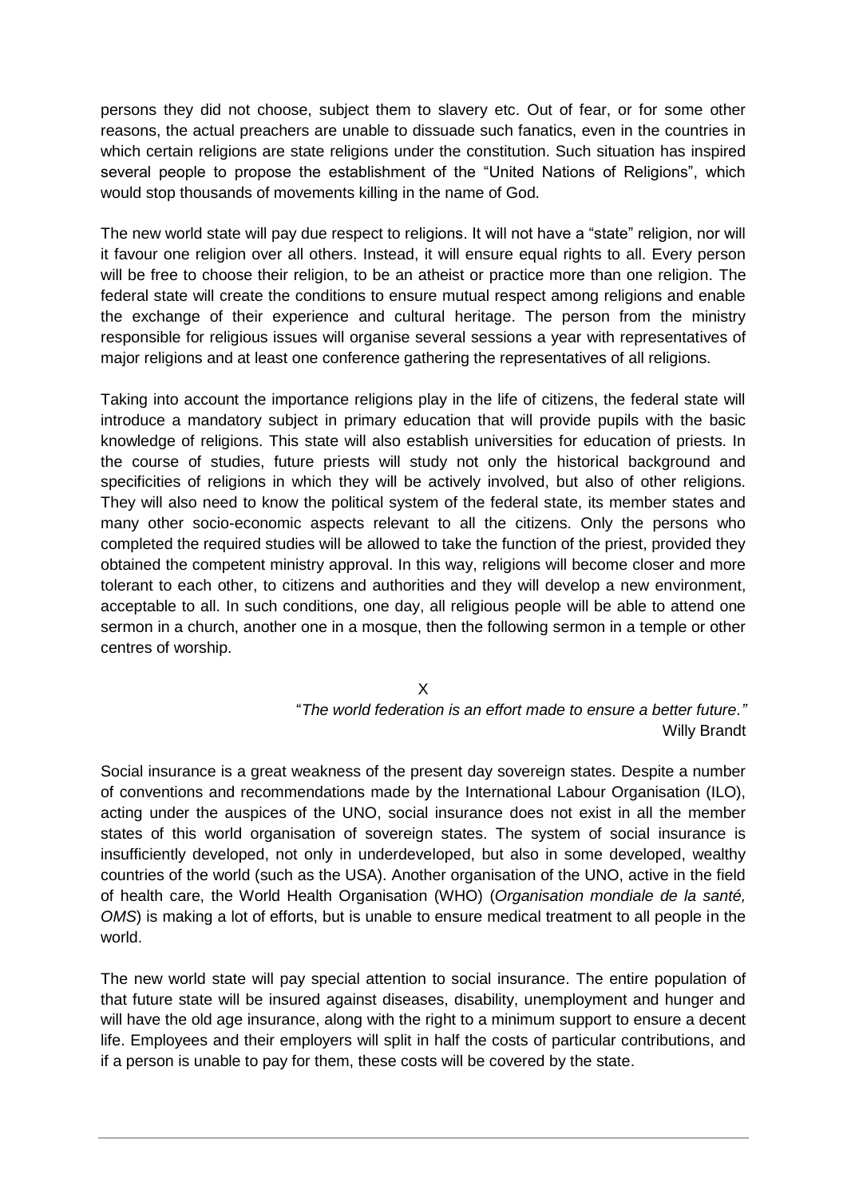persons they did not choose, subject them to slavery etc. Out of fear, or for some other reasons, the actual preachers are unable to dissuade such fanatics, even in the countries in which certain religions are state religions under the constitution. Such situation has inspired several people to propose the establishment of the "United Nations of Religions", which would stop thousands of movements killing in the name of God.

The new world state will pay due respect to religions. It will not have a "state" religion, nor will it favour one religion over all others. Instead, it will ensure equal rights to all. Every person will be free to choose their religion, to be an atheist or practice more than one religion. The federal state will create the conditions to ensure mutual respect among religions and enable the exchange of their experience and cultural heritage. The person from the ministry responsible for religious issues will organise several sessions a year with representatives of major religions and at least one conference gathering the representatives of all religions.

Taking into account the importance religions play in the life of citizens, the federal state will introduce a mandatory subject in primary education that will provide pupils with the basic knowledge of religions. This state will also establish universities for education of priests. In the course of studies, future priests will study not only the historical background and specificities of religions in which they will be actively involved, but also of other religions. They will also need to know the political system of the federal state, its member states and many other socio-economic aspects relevant to all the citizens. Only the persons who completed the required studies will be allowed to take the function of the priest, provided they obtained the competent ministry approval. In this way, religions will become closer and more tolerant to each other, to citizens and authorities and they will develop a new environment, acceptable to all. In such conditions, one day, all religious people will be able to attend one sermon in a church, another one in a mosque, then the following sermon in a temple or other centres of worship.

## X

"*The world federation is an effort made to ensure a better future.*"
Willy Brandt

Social insurance is a great weakness of the present day sovereign states. Despite a number of conventions and recommendations made by the International Labour Organisation (ILO), acting under the auspices of the UNO, social insurance does not exist in all the member states of this world organisation of sovereign states. The system of social insurance is insufficiently developed, not only in underdeveloped, but also in some developed, wealthy countries of the world (such as the USA). Another organisation of the UNO, active in the field of health care, the World Health Organisation (WHO) (*Organisation mondiale de la santé, OMS*) is making a lot of efforts, but is unable to ensure medical treatment to all people in the world.

The new world state will pay special attention to social insurance. The entire population of that future state will be insured against diseases, disability, unemployment and hunger and will have the old age insurance, along with the right to a minimum support to ensure a decent life. Employees and their employers will split in half the costs of particular contributions, and if a person is unable to pay for them, these costs will be covered by the state.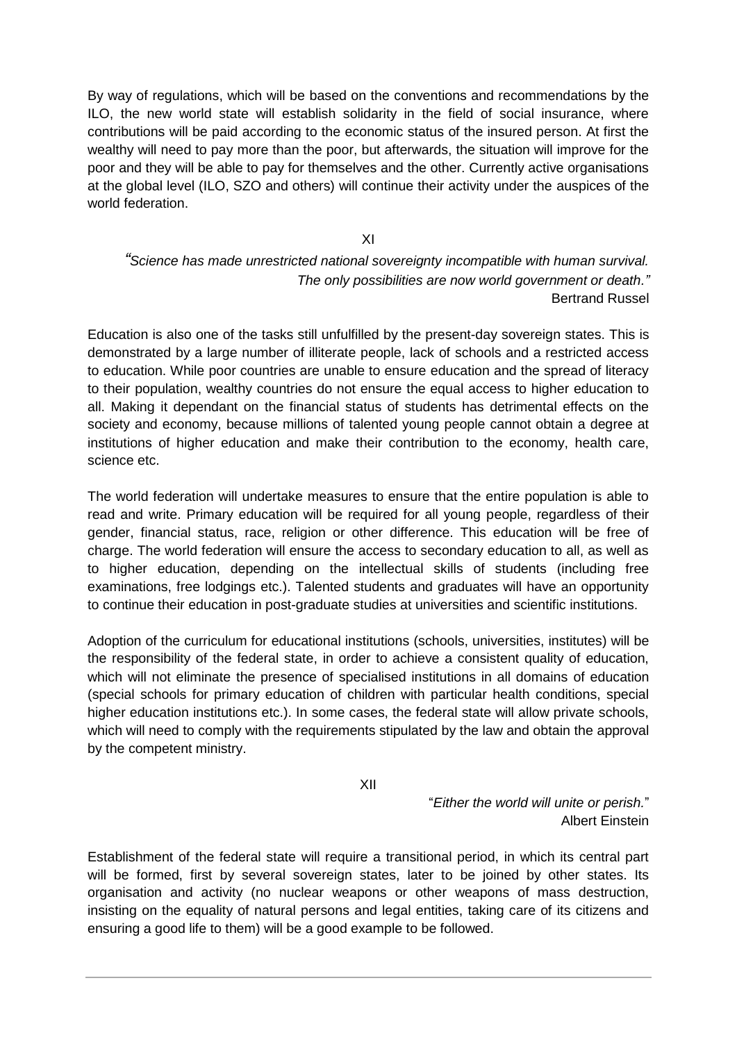By way of regulations, which will be based on the conventions and recommendations by the ILO, the new world state will establish solidarity in the field of social insurance, where contributions will be paid according to the economic status of the insured person. At first the wealthy will need to pay more than the poor, but afterwards, the situation will improve for the poor and they will be able to pay for themselves and the other. Currently active organisations at the global level (ILO, SZO and others) will continue their activity under the auspices of the world federation.

## XI

> *"Science has made unrestricted national sovereignty incompatible with human survival. The only possibilities are now world government or death."*
> Bertrand Russel

Education is also one of the tasks still unfulfilled by the present-day sovereign states. This is demonstrated by a large number of illiterate people, lack of schools and a restricted access to education. While poor countries are unable to ensure education and the spread of literacy to their population, wealthy countries do not ensure the equal access to higher education to all. Making it dependant on the financial status of students has detrimental effects on the society and economy, because millions of talented young people cannot obtain a degree at institutions of higher education and make their contribution to the economy, health care, science etc.

The world federation will undertake measures to ensure that the entire population is able to read and write. Primary education will be required for all young people, regardless of their gender, financial status, race, religion or other difference. This education will be free of charge. The world federation will ensure the access to secondary education to all, as well as to higher education, depending on the intellectual skills of students (including free examinations, free lodgings etc.). Talented students and graduates will have an opportunity to continue their education in post-graduate studies at universities and scientific institutions.

Adoption of the curriculum for educational institutions (schools, universities, institutes) will be the responsibility of the federal state, in order to achieve a consistent quality of education, which will not eliminate the presence of specialised institutions in all domains of education (special schools for primary education of children with particular health conditions, special higher education institutions etc.). In some cases, the federal state will allow private schools, which will need to comply with the requirements stipulated by the law and obtain the approval by the competent ministry.

## XII

> "*Either the world will unite or perish.*"
> Albert Einstein

Establishment of the federal state will require a transitional period, in which its central part will be formed, first by several sovereign states, later to be joined by other states. Its organisation and activity (no nuclear weapons or other weapons of mass destruction, insisting on the equality of natural persons and legal entities, taking care of its citizens and ensuring a good life to them) will be a good example to be followed.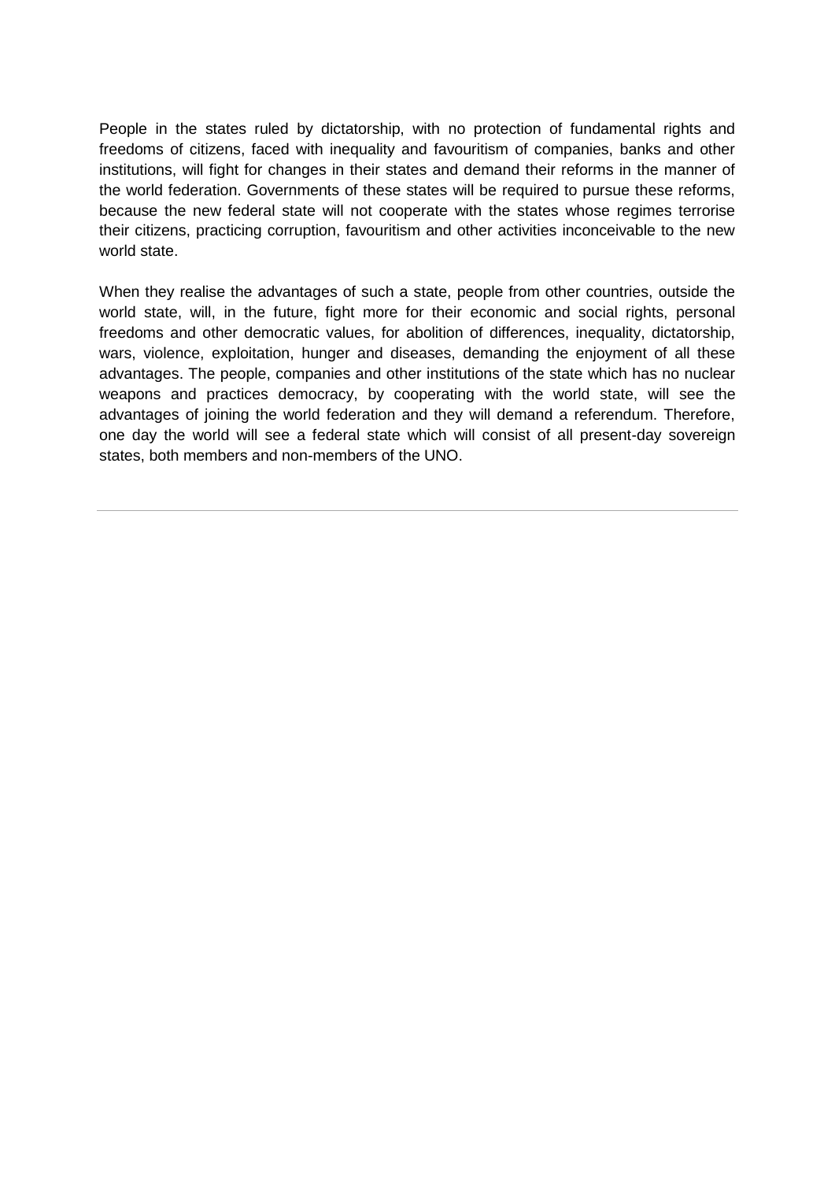People in the states ruled by dictatorship, with no protection of fundamental rights and freedoms of citizens, faced with inequality and favouritism of companies, banks and other institutions, will fight for changes in their states and demand their reforms in the manner of the world federation. Governments of these states will be required to pursue these reforms, because the new federal state will not cooperate with the states whose regimes terrorise their citizens, practicing corruption, favouritism and other activities inconceivable to the new world state.

When they realise the advantages of such a state, people from other countries, outside the world state, will, in the future, fight more for their economic and social rights, personal freedoms and other democratic values, for abolition of differences, inequality, dictatorship, wars, violence, exploitation, hunger and diseases, demanding the enjoyment of all these advantages. The people, companies and other institutions of the state which has no nuclear weapons and practices democracy, by cooperating with the world state, will see the advantages of joining the world federation and they will demand a referendum. Therefore, one day the world will see a federal state which will consist of all present-day sovereign states, both members and non-members of the UNO.

---